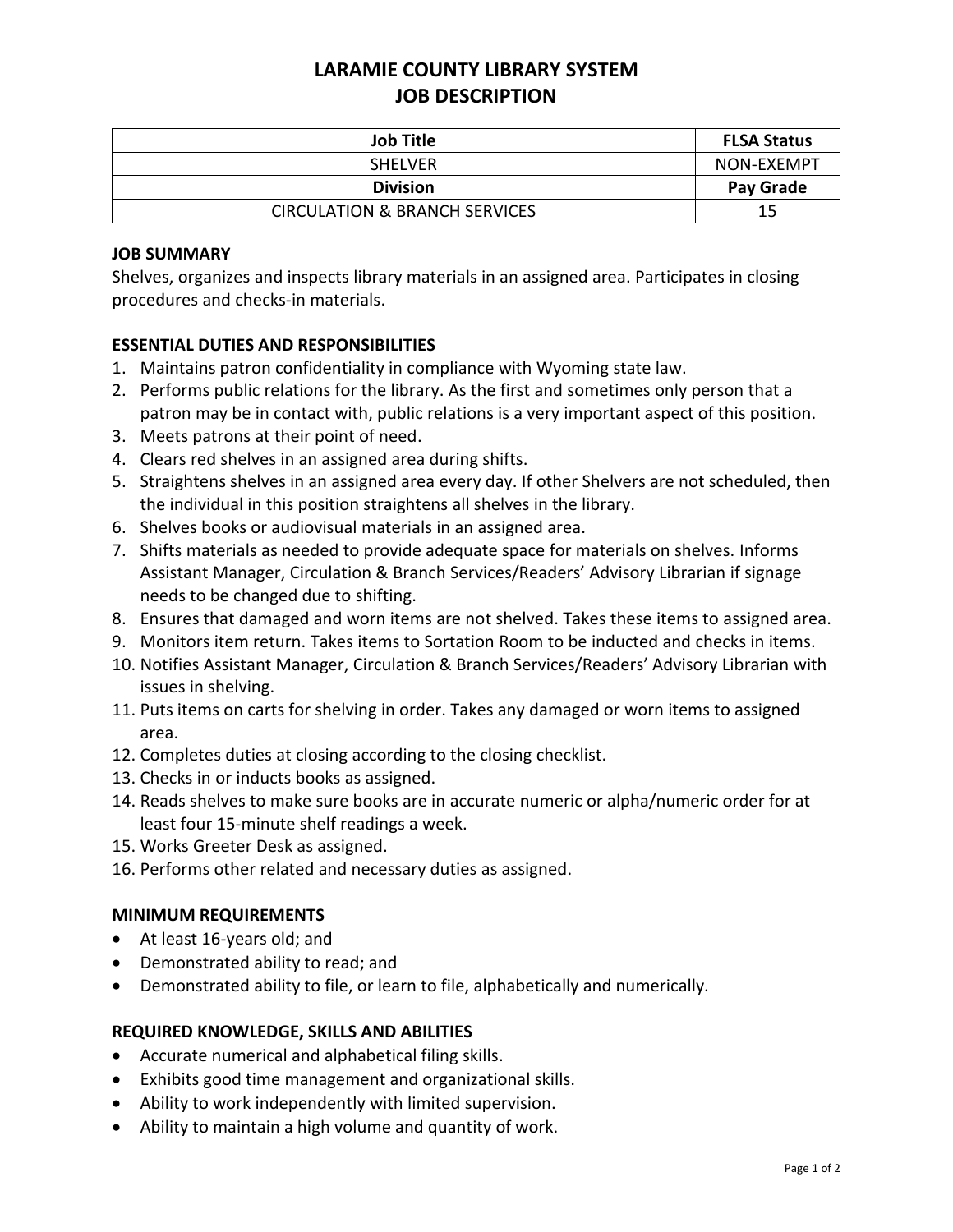# LARAMIE COUNTY LIBRARY SYSTEM
# JOB DESCRIPTION

| Job Title | FLSA Status |
|---|---|
| SHELVER | NON-EXEMPT |
| **Division** | **Pay Grade** |
| CIRCULATION & BRANCH SERVICES | 15 |

## JOB SUMMARY

Shelves, organizes and inspects library materials in an assigned area. Participates in closing procedures and checks-in materials.

## ESSENTIAL DUTIES AND RESPONSIBILITIES

1. Maintains patron confidentiality in compliance with Wyoming state law.
2. Performs public relations for the library. As the first and sometimes only person that a patron may be in contact with, public relations is a very important aspect of this position.
3. Meets patrons at their point of need.
4. Clears red shelves in an assigned area during shifts.
5. Straightens shelves in an assigned area every day. If other Shelvers are not scheduled, then the individual in this position straightens all shelves in the library.
6. Shelves books or audiovisual materials in an assigned area.
7. Shifts materials as needed to provide adequate space for materials on shelves. Informs Assistant Manager, Circulation & Branch Services/Readers' Advisory Librarian if signage needs to be changed due to shifting.
8. Ensures that damaged and worn items are not shelved. Takes these items to assigned area.
9. Monitors item return. Takes items to Sortation Room to be inducted and checks in items.
10. Notifies Assistant Manager, Circulation & Branch Services/Readers' Advisory Librarian with issues in shelving.
11. Puts items on carts for shelving in order. Takes any damaged or worn items to assigned area.
12. Completes duties at closing according to the closing checklist.
13. Checks in or inducts books as assigned.
14. Reads shelves to make sure books are in accurate numeric or alpha/numeric order for at least four 15-minute shelf readings a week.
15. Works Greeter Desk as assigned.
16. Performs other related and necessary duties as assigned.

## MINIMUM REQUIREMENTS

- At least 16-years old; and
- Demonstrated ability to read; and
- Demonstrated ability to file, or learn to file, alphabetically and numerically.

## REQUIRED KNOWLEDGE, SKILLS AND ABILITIES

- Accurate numerical and alphabetical filing skills.
- Exhibits good time management and organizational skills.
- Ability to work independently with limited supervision.
- Ability to maintain a high volume and quantity of work.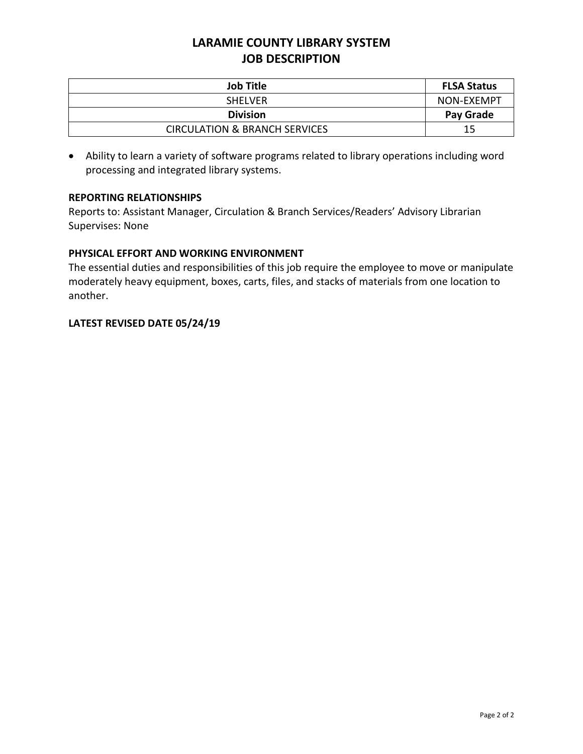# LARAMIE COUNTY LIBRARY SYSTEM
# JOB DESCRIPTION

| Job Title | FLSA Status |
|---|---|
| SHELVER | NON-EXEMPT |
| **Division** | **Pay Grade** |
| CIRCULATION & BRANCH SERVICES | 15 |

- Ability to learn a variety of software programs related to library operations including word processing and integrated library systems.

**REPORTING RELATIONSHIPS**

Reports to: Assistant Manager, Circulation & Branch Services/Readers' Advisory Librarian
Supervises: None

**PHYSICAL EFFORT AND WORKING ENVIRONMENT**

The essential duties and responsibilities of this job require the employee to move or manipulate moderately heavy equipment, boxes, carts, files, and stacks of materials from one location to another.

**LATEST REVISED DATE 05/24/19**